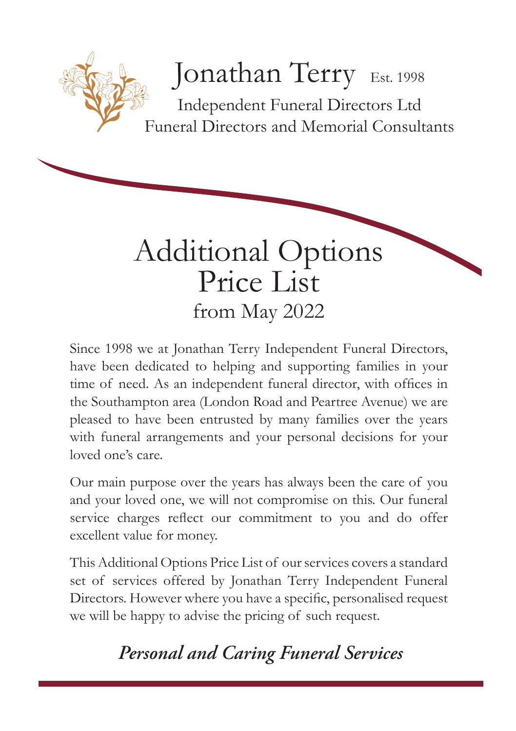# Jonathan Terry Est. 1998

Independent Funeral Directors Ltd
Funeral Directors and Memorial Consultants

# Additional Options Price List

## from May 2022

Since 1998 we at Jonathan Terry Independent Funeral Directors, have been dedicated to helping and supporting families in your time of need. As an independent funeral director, with offices in the Southampton area (London Road and Peartree Avenue) we are pleased to have been entrusted by many families over the years with funeral arrangements and your personal decisions for your loved one's care.

Our main purpose over the years has always been the care of you and your loved one, we will not compromise on this. Our funeral service charges reflect our commitment to you and do offer excellent value for money.

This Additional Options Price List of our services covers a standard set of services offered by Jonathan Terry Independent Funeral Directors. However where you have a specific, personalised request we will be happy to advise the pricing of such request.

***Personal and Caring Funeral Services***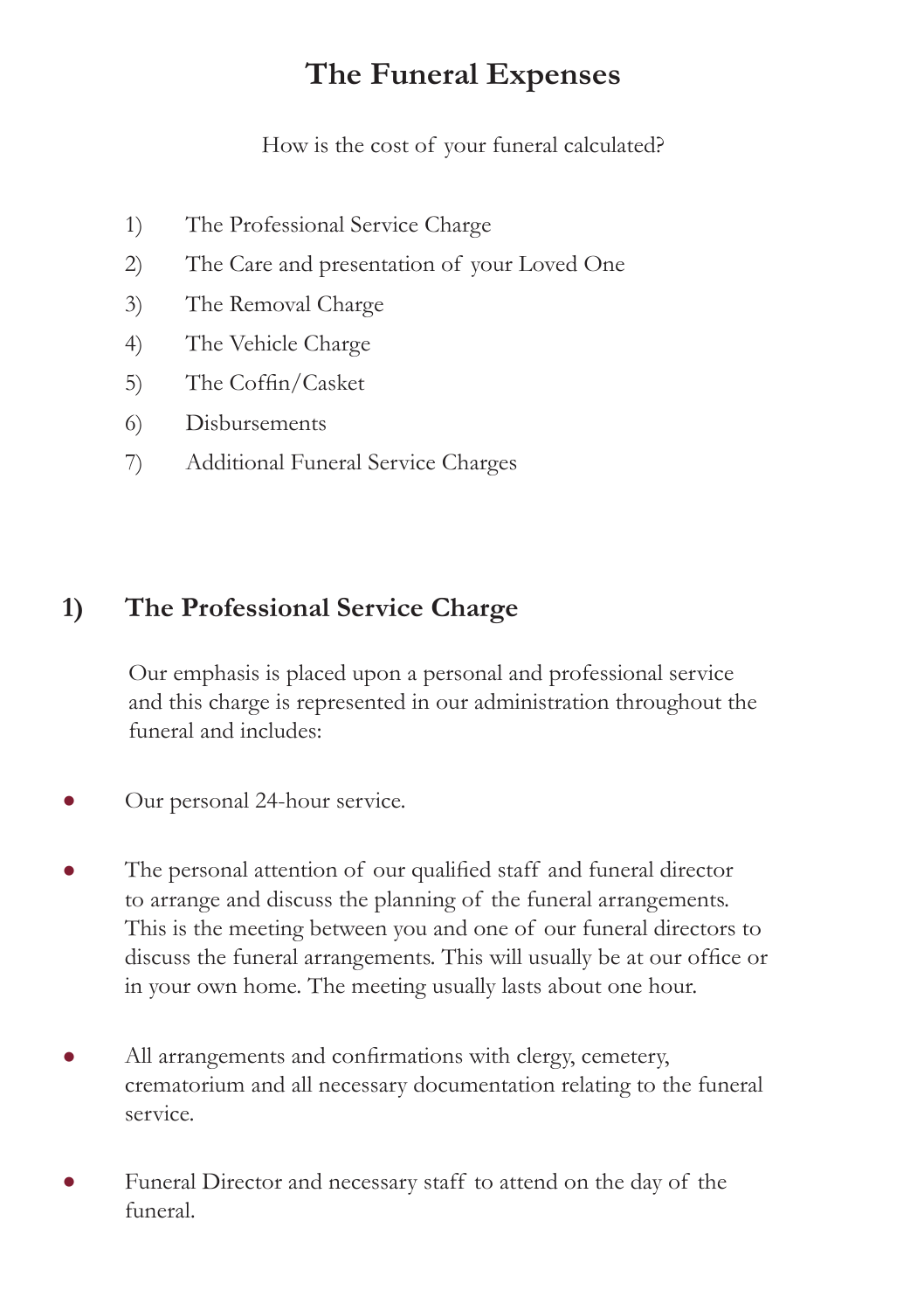# The Funeral Expenses

How is the cost of your funeral calculated?

1) The Professional Service Charge
2) The Care and presentation of your Loved One
3) The Removal Charge
4) The Vehicle Charge
5) The Coffin/Casket
6) Disbursements
7) Additional Funeral Service Charges

## 1) The Professional Service Charge

Our emphasis is placed upon a personal and professional service and this charge is represented in our administration throughout the funeral and includes:

- Our personal 24-hour service.
- The personal attention of our qualified staff and funeral director to arrange and discuss the planning of the funeral arrangements. This is the meeting between you and one of our funeral directors to discuss the funeral arrangements. This will usually be at our office or in your own home. The meeting usually lasts about one hour.
- All arrangements and confirmations with clergy, cemetery, crematorium and all necessary documentation relating to the funeral service.
- Funeral Director and necessary staff to attend on the day of the funeral.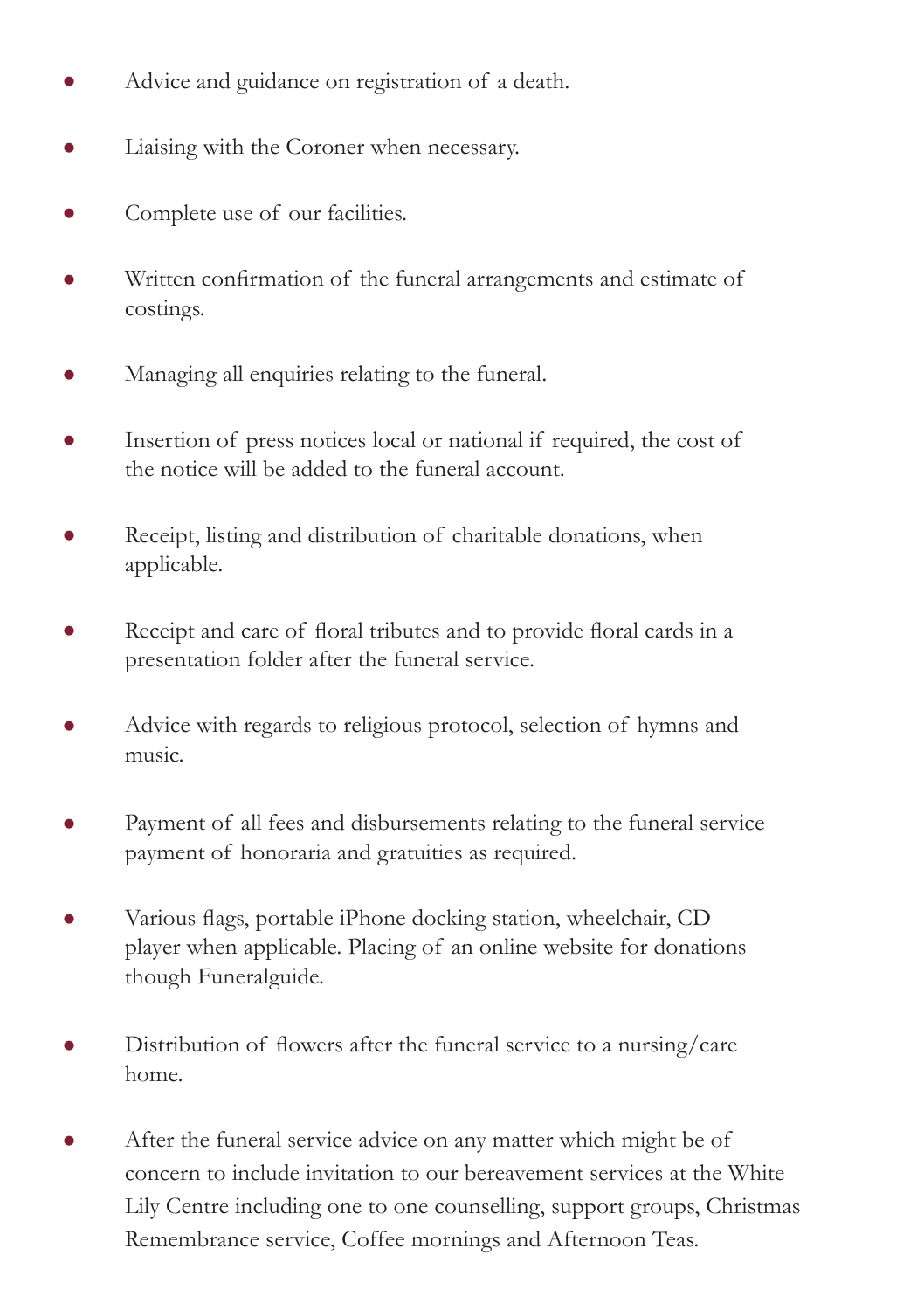- Advice and guidance on registration of a death.
- Liaising with the Coroner when necessary.
- Complete use of our facilities.
- Written confirmation of the funeral arrangements and estimate of costings.
- Managing all enquiries relating to the funeral.
- Insertion of press notices local or national if required, the cost of the notice will be added to the funeral account.
- Receipt, listing and distribution of charitable donations, when applicable.
- Receipt and care of floral tributes and to provide floral cards in a presentation folder after the funeral service.
- Advice with regards to religious protocol, selection of hymns and music.
- Payment of all fees and disbursements relating to the funeral service payment of honoraria and gratuities as required.
- Various flags, portable iPhone docking station, wheelchair, CD player when applicable. Placing of an online website for donations though Funeralguide.
- Distribution of flowers after the funeral service to a nursing/care home.
- After the funeral service advice on any matter which might be of concern to include invitation to our bereavement services at the White Lily Centre including one to one counselling, support groups, Christmas Remembrance service, Coffee mornings and Afternoon Teas.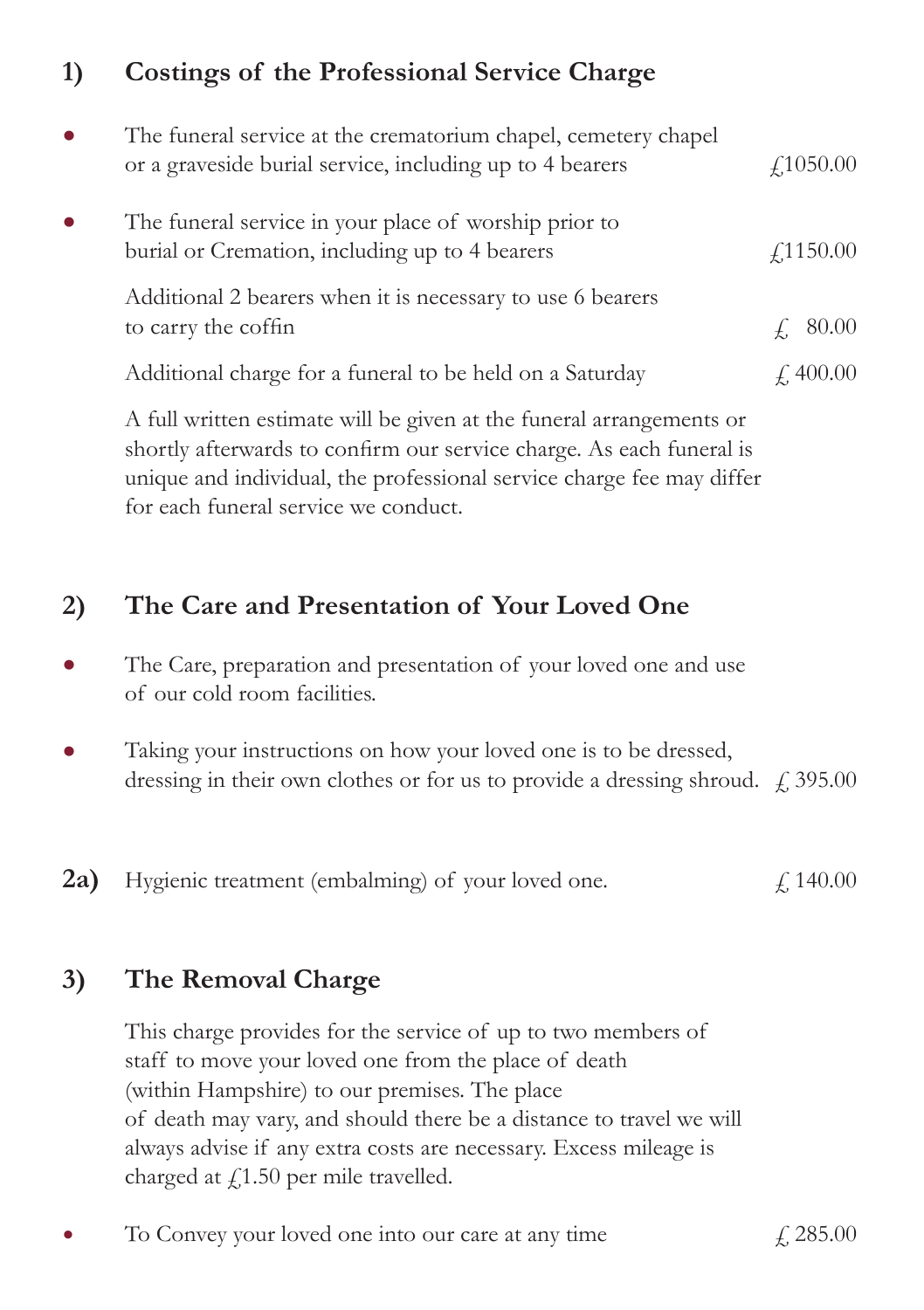## 1) Costings of the Professional Service Charge

- The funeral service at the crematorium chapel, cemetery chapel or a graveside burial service, including up to 4 bearers — £1050.00
- The funeral service in your place of worship prior to burial or Cremation, including up to 4 bearers — £1150.00

Additional 2 bearers when it is necessary to use 6 bearers to carry the coffin — £ 80.00

Additional charge for a funeral to be held on a Saturday — £ 400.00

A full written estimate will be given at the funeral arrangements or shortly afterwards to confirm our service charge. As each funeral is unique and individual, the professional service charge fee may differ for each funeral service we conduct.

## 2) The Care and Presentation of Your Loved One

- The Care, preparation and presentation of your loved one and use of our cold room facilities.
- Taking your instructions on how your loved one is to be dressed, dressing in their own clothes or for us to provide a dressing shroud. — £ 395.00

**2a)** Hygienic treatment (embalming) of your loved one. — £ 140.00

## 3) The Removal Charge

This charge provides for the service of up to two members of staff to move your loved one from the place of death (within Hampshire) to our premises. The place of death may vary, and should there be a distance to travel we will always advise if any extra costs are necessary. Excess mileage is charged at £1.50 per mile travelled.

- To Convey your loved one into our care at any time — £ 285.00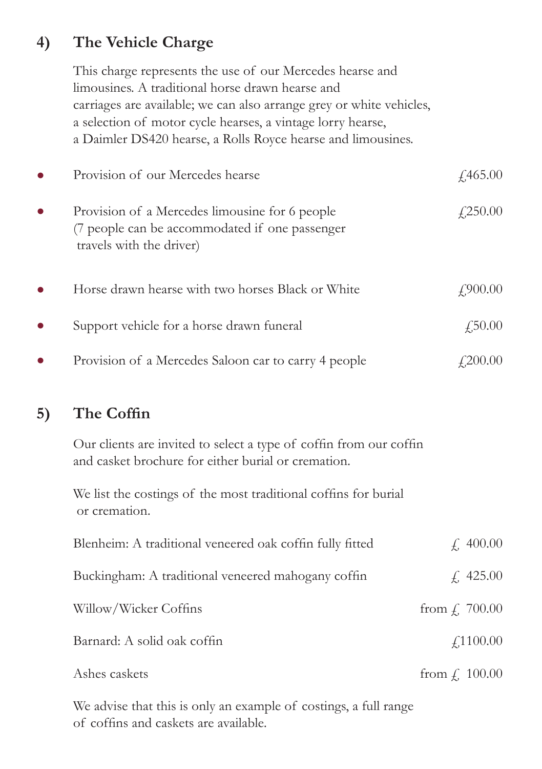## 4) The Vehicle Charge

This charge represents the use of our Mercedes hearse and limousines. A traditional horse drawn hearse and carriages are available; we can also arrange grey or white vehicles, a selection of motor cycle hearses, a vintage lorry hearse, a Daimler DS420 hearse, a Rolls Royce hearse and limousines.

| Item | Price |
| --- | --- |
| Provision of our Mercedes hearse | £465.00 |
| Provision of a Mercedes limousine for 6 people (7 people can be accommodated if one passenger travels with the driver) | £250.00 |
| Horse drawn hearse with two horses Black or White | £900.00 |
| Support vehicle for a horse drawn funeral | £50.00 |
| Provision of a Mercedes Saloon car to carry 4 people | £200.00 |

## 5) The Coffin

Our clients are invited to select a type of coffin from our coffin and casket brochure for either burial or cremation.

We list the costings of the most traditional coffins for burial or cremation.

| Item | Price |
| --- | --- |
| Blenheim: A traditional veneered oak coffin fully fitted | £ 400.00 |
| Buckingham: A traditional veneered mahogany coffin | £ 425.00 |
| Willow/Wicker Coffins | from £ 700.00 |
| Barnard: A solid oak coffin | £1100.00 |
| Ashes caskets | from £ 100.00 |

We advise that this is only an example of costings, a full range of coffins and caskets are available.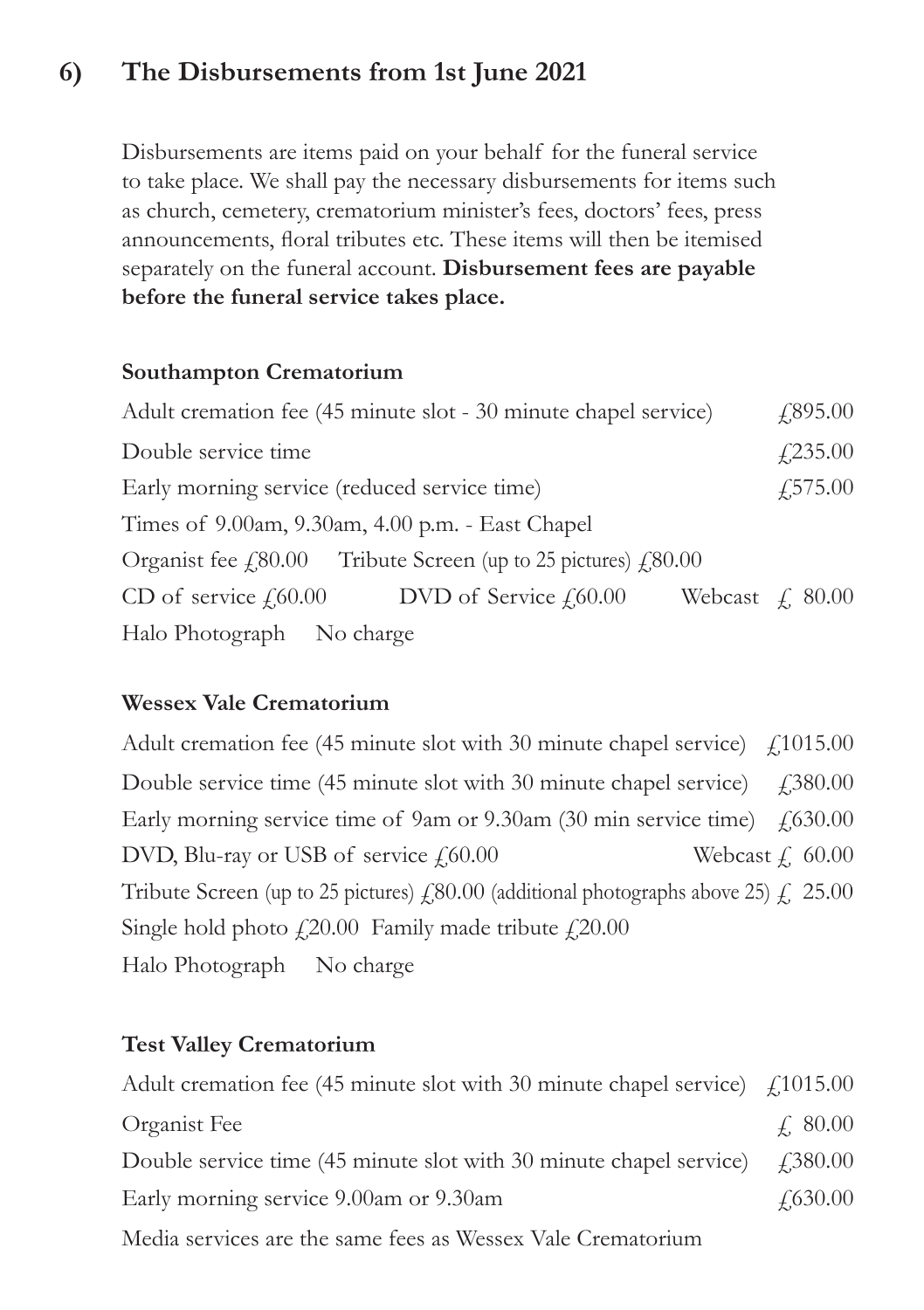## 6) The Disbursements from 1st June 2021

Disbursements are items paid on your behalf for the funeral service to take place. We shall pay the necessary disbursements for items such as church, cemetery, crematorium minister's fees, doctors' fees, press announcements, floral tributes etc. These items will then be itemised separately on the funeral account. **Disbursement fees are payable before the funeral service takes place.**

### Southampton Crematorium

Adult cremation fee (45 minute slot - 30 minute chapel service) £895.00

Double service time £235.00

Early morning service (reduced service time) £575.00

Times of 9.00am, 9.30am, 4.00 p.m. - East Chapel

Organist fee £80.00 Tribute Screen (up to 25 pictures) £80.00

CD of service £60.00 DVD of Service £60.00 Webcast £ 80.00

Halo Photograph No charge

### Wessex Vale Crematorium

Adult cremation fee (45 minute slot with 30 minute chapel service) £1015.00

Double service time (45 minute slot with 30 minute chapel service) £380.00

Early morning service time of 9am or 9.30am (30 min service time) £630.00

DVD, Blu-ray or USB of service £60.00 Webcast £ 60.00

Tribute Screen (up to 25 pictures) £80.00 (additional photographs above 25) £ 25.00

Single hold photo £20.00 Family made tribute £20.00

Halo Photograph No charge

### Test Valley Crematorium

Adult cremation fee (45 minute slot with 30 minute chapel service) £1015.00

Organist Fee £ 80.00

Double service time (45 minute slot with 30 minute chapel service) £380.00

Early morning service 9.00am or 9.30am £630.00

Media services are the same fees as Wessex Vale Crematorium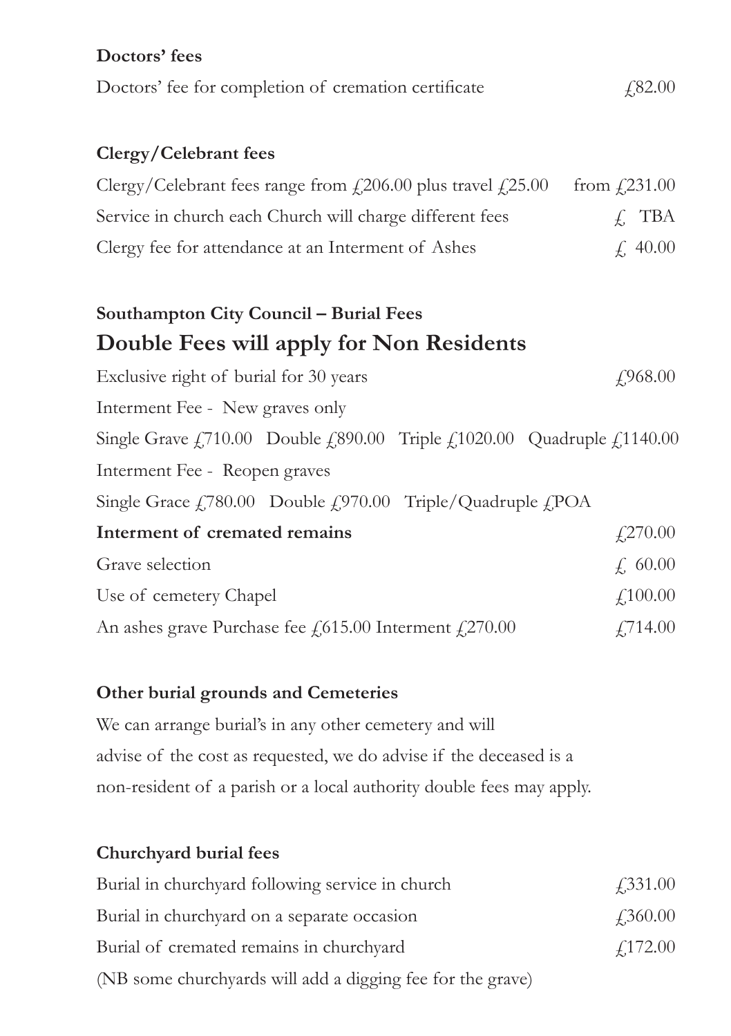**Doctors' fees**

| | |
|---|---|
| Doctors' fee for completion of cremation certificate | £82.00 |

**Clergy/Celebrant fees**

| | |
|---|---|
| Clergy/Celebrant fees range from £206.00 plus travel £25.00 | from £231.00 |
| Service in church each Church will charge different fees | £ TBA |
| Clergy fee for attendance at an Interment of Ashes | £ 40.00 |

**Southampton City Council – Burial Fees**

## Double Fees will apply for Non Residents

Exclusive right of burial for 30 years — £968.00

Interment Fee - New graves only

Single Grave £710.00 Double £890.00 Triple £1020.00 Quadruple £1140.00

Interment Fee - Reopen graves

Single Grace £780.00 Double £970.00 Triple/Quadruple £POA

| | |
|---|---|
| **Interment of cremated remains** | £270.00 |
| Grave selection | £ 60.00 |
| Use of cemetery Chapel | £100.00 |
| An ashes grave Purchase fee £615.00 Interment £270.00 | £714.00 |

**Other burial grounds and Cemeteries**

We can arrange burial's in any other cemetery and will advise of the cost as requested, we do advise if the deceased is a non-resident of a parish or a local authority double fees may apply.

**Churchyard burial fees**

| | |
|---|---|
| Burial in churchyard following service in church | £331.00 |
| Burial in churchyard on a separate occasion | £360.00 |
| Burial of cremated remains in churchyard | £172.00 |

(NB some churchyards will add a digging fee for the grave)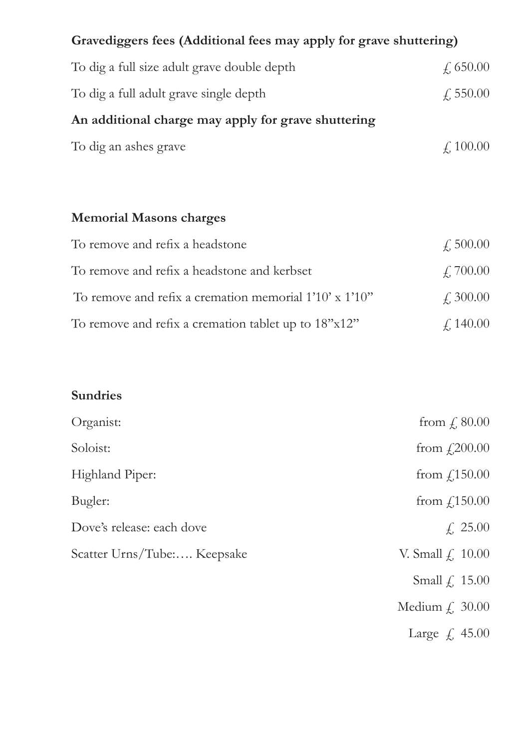**Gravediggers fees (Additional fees may apply for grave shuttering)**

| | |
|---|---|
| To dig a full size adult grave double depth | £ 650.00 |
| To dig a full adult grave single depth | £ 550.00 |

**An additional charge may apply for grave shuttering**

| | |
|---|---|
| To dig an ashes grave | £ 100.00 |

**Memorial Masons charges**

| | |
|---|---|
| To remove and refix a headstone | £ 500.00 |
| To remove and refix a headstone and kerbset | £ 700.00 |
| To remove and refix a cremation memorial 1'10' x 1'10" | £ 300.00 |
| To remove and refix a cremation tablet up to 18"x12" | £ 140.00 |

**Sundries**

| | |
|---|---|
| Organist: | from £ 80.00 |
| Soloist: | from £200.00 |
| Highland Piper: | from £150.00 |
| Bugler: | from £150.00 |
| Dove's release: each dove | £ 25.00 |
| Scatter Urns/Tube:…. Keepsake | V. Small £ 10.00 |
| | Small £ 15.00 |
| | Medium £ 30.00 |
| | Large £ 45.00 |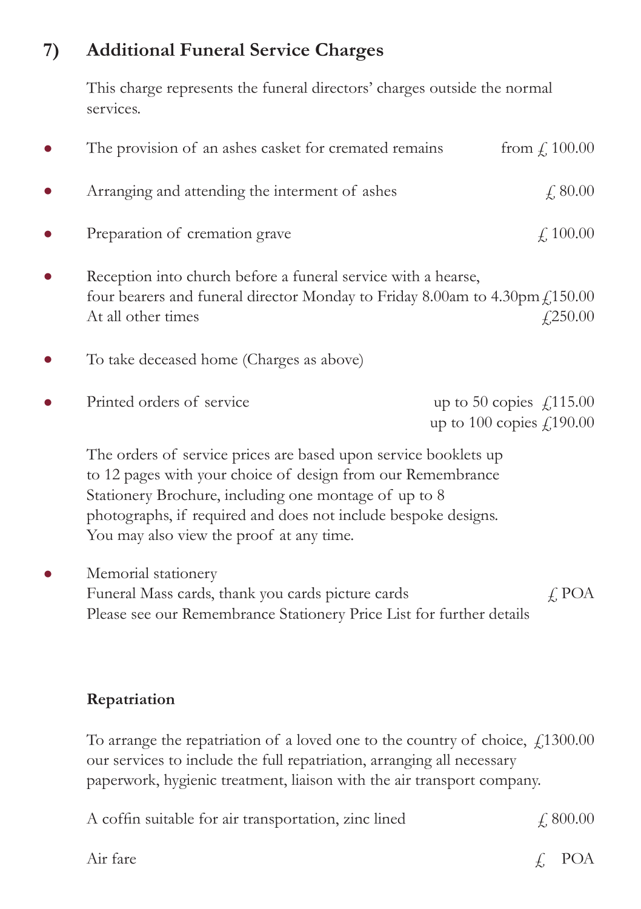## 7) Additional Funeral Service Charges

This charge represents the funeral directors' charges outside the normal services.

- The provision of an ashes casket for cremated remains — from £ 100.00
- Arranging and attending the interment of ashes — £ 80.00
- Preparation of cremation grave — £ 100.00
- Reception into church before a funeral service with a hearse, four bearers and funeral director Monday to Friday 8.00am to 4.30pm £150.00
  At all other times £250.00
- To take deceased home (Charges as above)
- Printed orders of service — up to 50 copies £115.00
  up to 100 copies £190.00

  The orders of service prices are based upon service booklets up to 12 pages with your choice of design from our Remembrance Stationery Brochure, including one montage of up to 8 photographs, if required and does not include bespoke designs. You may also view the proof at any time.

- Memorial stationery
  Funeral Mass cards, thank you cards picture cards — £ POA
  Please see our Remembrance Stationery Price List for further details

**Repatriation**

To arrange the repatriation of a loved one to the country of choice, our services to include the full repatriation, arranging all necessary paperwork, hygienic treatment, liaison with the air transport company. — £1300.00

A coffin suitable for air transportation, zinc lined — £ 800.00

Air fare — £ POA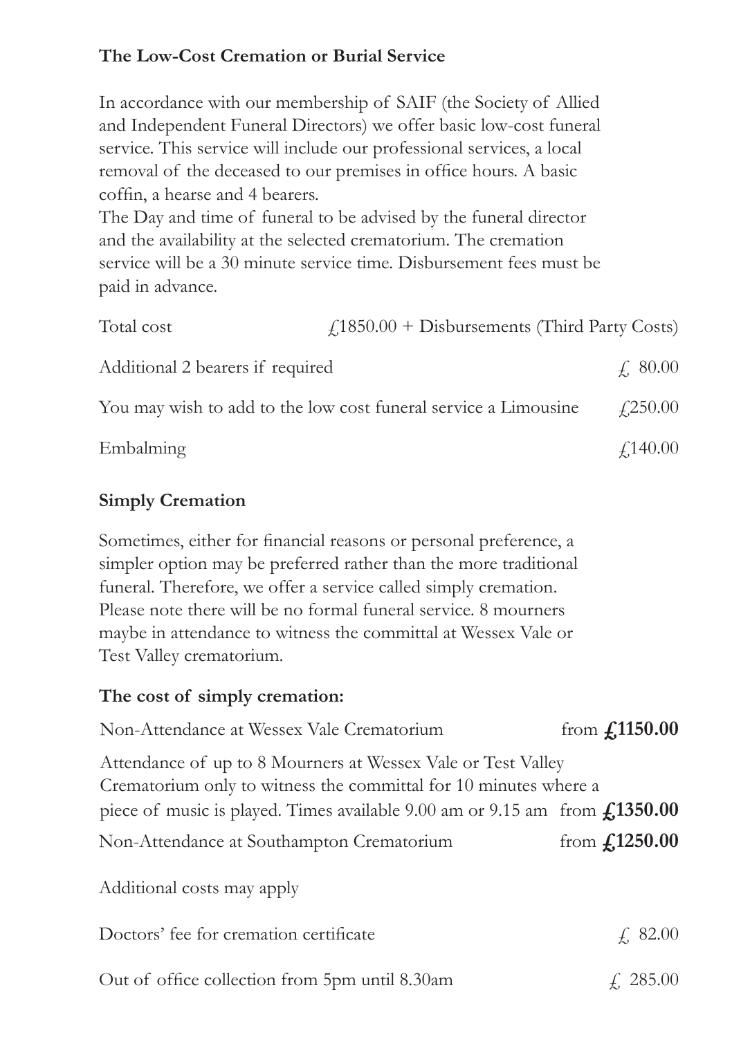## The Low-Cost Cremation or Burial Service

In accordance with our membership of SAIF (the Society of Allied and Independent Funeral Directors) we offer basic low-cost funeral service. This service will include our professional services, a local removal of the deceased to our premises in office hours. A basic coffin, a hearse and 4 bearers.

The Day and time of funeral to be advised by the funeral director and the availability at the selected crematorium. The cremation service will be a 30 minute service time. Disbursement fees must be paid in advance.

| | |
|---|---|
| Total cost | £1850.00 + Disbursements (Third Party Costs) |
| Additional 2 bearers if required | £ 80.00 |
| You may wish to add to the low cost funeral service a Limousine | £250.00 |
| Embalming | £140.00 |

## Simply Cremation

Sometimes, either for financial reasons or personal preference, a simpler option may be preferred rather than the more traditional funeral. Therefore, we offer a service called simply cremation. Please note there will be no formal funeral service. 8 mourners maybe in attendance to witness the committal at Wessex Vale or Test Valley crematorium.

### The cost of simply cremation:

| | |
|---|---|
| Non-Attendance at Wessex Vale Crematorium | from **£1150.00** |
| Attendance of up to 8 Mourners at Wessex Vale or Test Valley Crematorium only to witness the committal for 10 minutes where a piece of music is played. Times available 9.00 am or 9.15 am | from **£1350.00** |
| Non-Attendance at Southampton Crematorium | from **£1250.00** |

Additional costs may apply

| | |
|---|---|
| Doctors' fee for cremation certificate | £ 82.00 |
| Out of office collection from 5pm until 8.30am | £ 285.00 |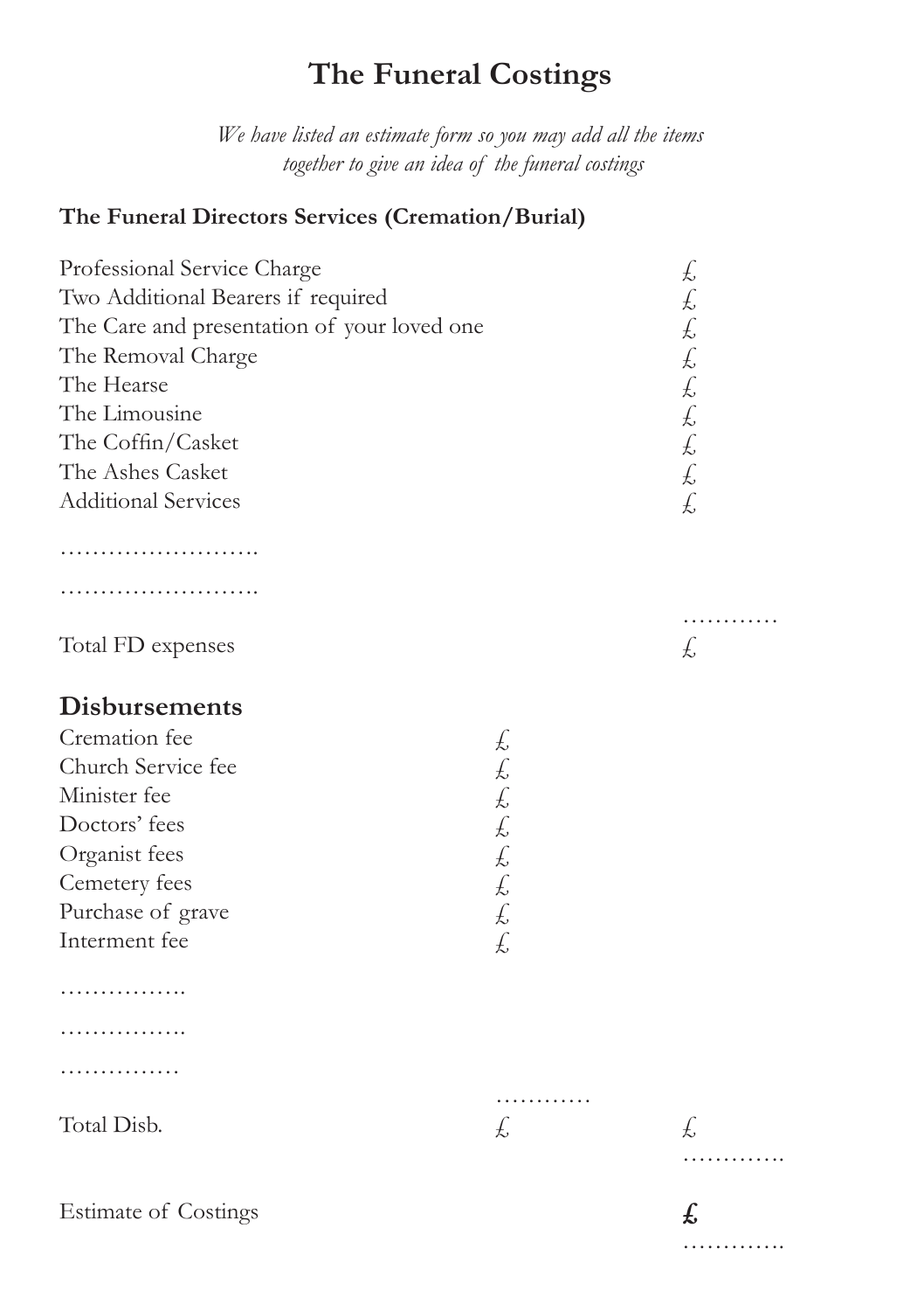# The Funeral Costings

*We have listed an estimate form so you may add all the items together to give an idea of the funeral costings*

### The Funeral Directors Services (Cremation/Burial)

| | | |
|---|---|---|
| Professional Service Charge | | £ |
| Two Additional Bearers if required | | £ |
| The Care and presentation of your loved one | | £ |
| The Removal Charge | | £ |
| The Hearse | | £ |
| The Limousine | | £ |
| The Coffin/Casket | | £ |
| The Ashes Casket | | £ |
| Additional Services | | £ |
| ……………………. | | |
| ……………………. | | |
| | | ………… |
| Total FD expenses | | £ |

## Disbursements

| | | |
|---|---|---|
| Cremation fee | £ | |
| Church Service fee | £ | |
| Minister fee | £ | |
| Doctors' fees | £ | |
| Organist fees | £ | |
| Cemetery fees | £ | |
| Purchase of grave | £ | |
| Interment fee | £ | |
| ……………. | | |
| ……………. | | |
| …………… | | |
| | ………… | |
| Total Disb. | £ | £ |
| | | …………. |
| Estimate of Costings | | **£** |
| | | …………. |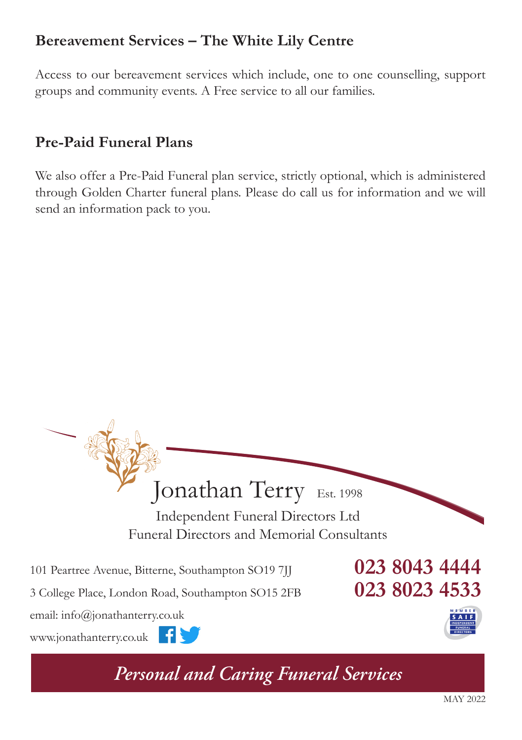## Bereavement Services – The White Lily Centre

Access to our bereavement services which include, one to one counselling, support groups and community events. A Free service to all our families.

## Pre-Paid Funeral Plans

We also offer a Pre-Paid Funeral plan service, strictly optional, which is administered through Golden Charter funeral plans. Please do call us for information and we will send an information pack to you.

Jonathan Terry Est. 1998

Independent Funeral Directors Ltd
Funeral Directors and Memorial Consultants

101 Peartree Avenue, Bitterne, Southampton SO19 7JJ

3 College Place, London Road, Southampton SO15 2FB

email: info@jonathanterry.co.uk

www.jonathanterry.co.uk

**023 8043 4444**
**023 8023 4533**

MEMBER SAIF INDEPENDENT FUNERAL DIRECTORS

*Personal and Caring Funeral Services*

MAY 2022